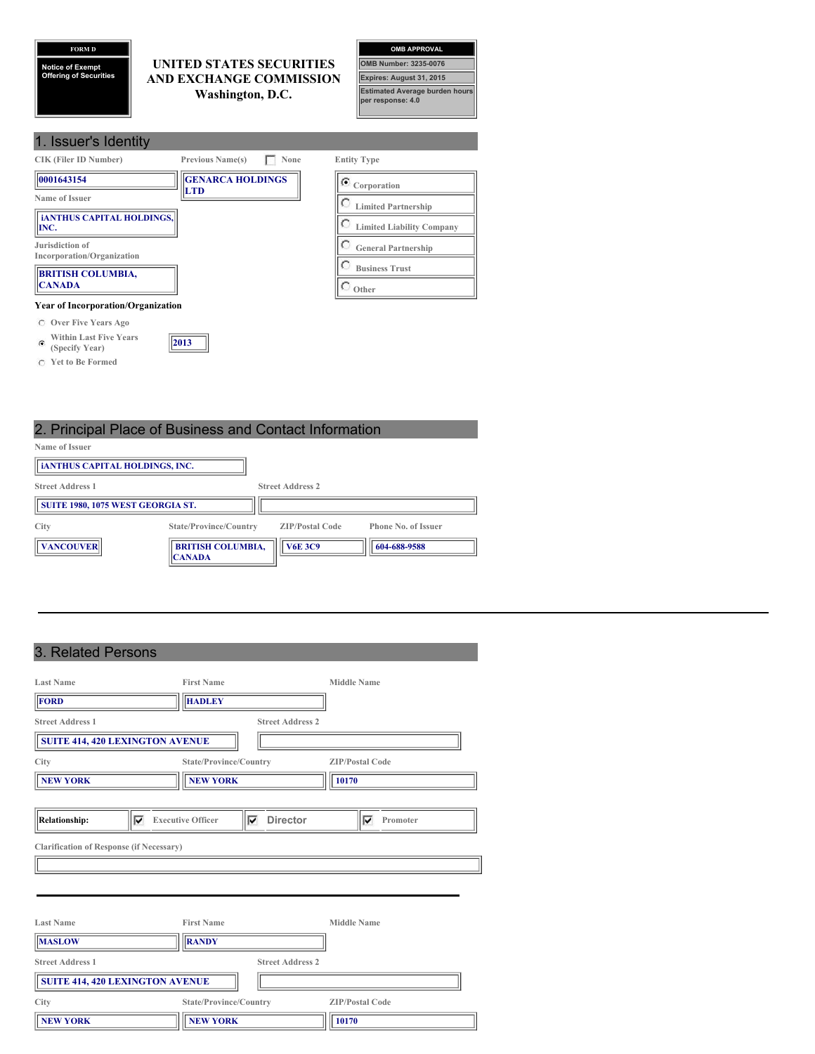**FORM D**

**Notice of Exempt Offering of Securities**

# UNITED STATES SECURITIES AND EXCHANGE COMMISSION
Washington, D.C.

| OMB APPROVAL |
|---|
| OMB Number: 3235-0076 |
| Expires: August 31, 2015 |
| Estimated Average burden hours per response: 4.0 |

## 1. Issuer's Identity

| CIK (Filer ID Number) | Previous Name(s) ☐ None | Entity Type |
|---|---|---|
| 0001643154 | GENARCA HOLDINGS LTD | (•) Corporation |
| | | ( ) Limited Partnership |
| | | ( ) Limited Liability Company |
| | | ( ) General Partnership |
| | | ( ) Business Trust |
| | | ( ) Other |

**Name of Issuer**

iANTHUS CAPITAL HOLDINGS, INC.

**Jurisdiction of Incorporation/Organization**

BRITISH COLUMBIA, CANADA

**Year of Incorporation/Organization**

- ( ) Over Five Years Ago
- (•) Within Last Five Years (Specify Year) 2013
- ( ) Yet to Be Formed

## 2. Principal Place of Business and Contact Information

**Name of Issuer**

iANTHUS CAPITAL HOLDINGS, INC.

| Street Address 1 | Street Address 2 |
|---|---|
| SUITE 1980, 1075 WEST GEORGIA ST. | |

| City | State/Province/Country | ZIP/Postal Code | Phone No. of Issuer |
|---|---|---|---|
| VANCOUVER | BRITISH COLUMBIA, CANADA | V6E 3C9 | 604-688-9588 |

## 3. Related Persons

| Last Name | First Name | Middle Name |
|---|---|---|
| FORD | HADLEY | |

| Street Address 1 | Street Address 2 |
|---|---|
| SUITE 414, 420 LEXINGTON AVENUE | |

| City | State/Province/Country | ZIP/Postal Code |
|---|---|---|
| NEW YORK | NEW YORK | 10170 |

**Relationship:** ☑ Executive Officer ☑ Director ☑ Promoter

**Clarification of Response (if Necessary)**

---

| Last Name | First Name | Middle Name |
|---|---|---|
| MASLOW | RANDY | |

| Street Address 1 | Street Address 2 |
|---|---|
| SUITE 414, 420 LEXINGTON AVENUE | |

| City | State/Province/Country | ZIP/Postal Code |
|---|---|---|
| NEW YORK | NEW YORK | 10170 |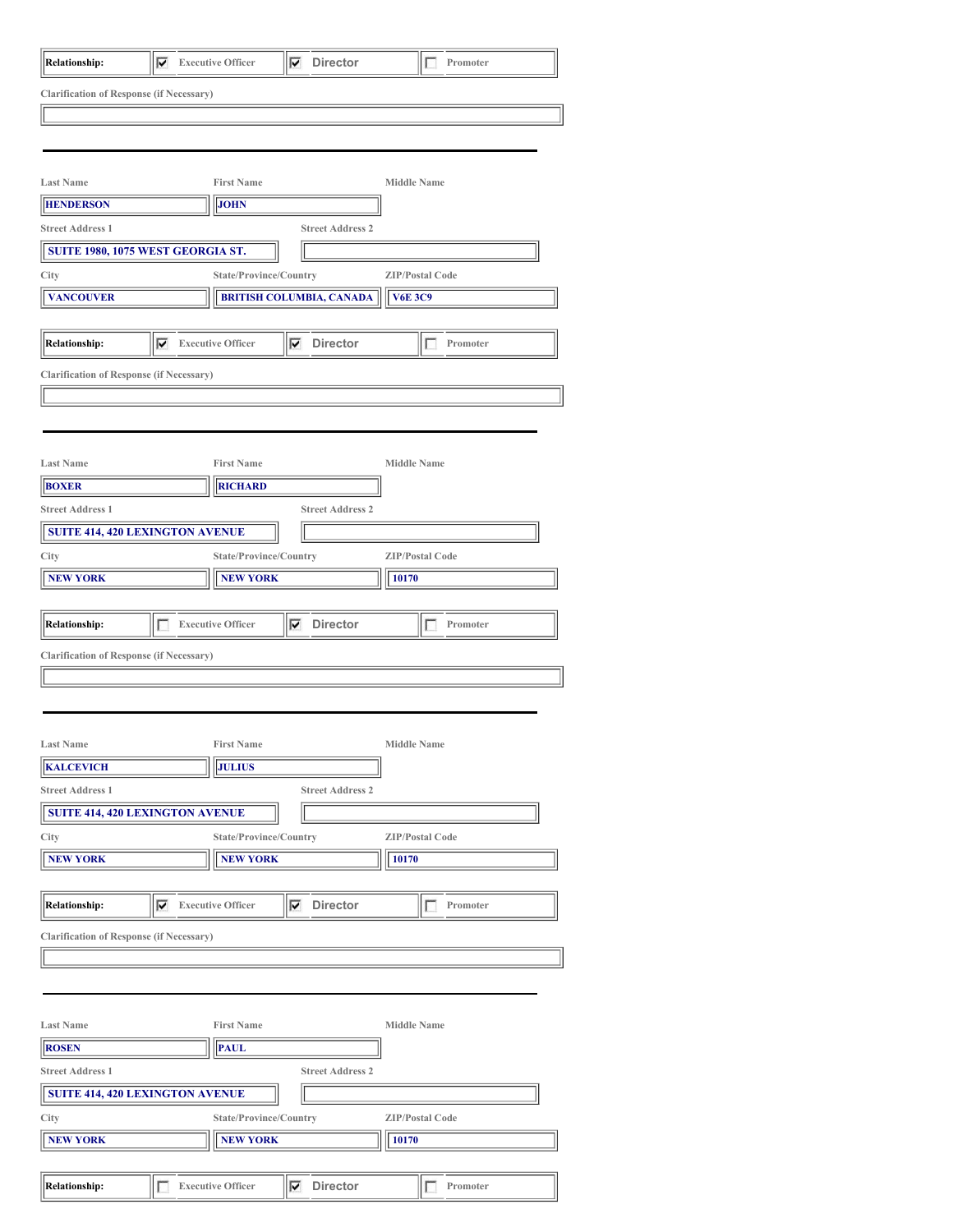| Relationship: | ☑ Executive Officer | ☑ Director | ☐ Promoter |
| --- | --- | --- | --- |

Clarification of Response (if Necessary)

---

| Last Name | First Name | Middle Name |
| --- | --- | --- |
| HENDERSON | JOHN | |

| Street Address 1 | Street Address 2 |
| --- | --- |
| SUITE 1980, 1075 WEST GEORGIA ST. | |

| City | State/Province/Country | ZIP/Postal Code |
| --- | --- | --- |
| VANCOUVER | BRITISH COLUMBIA, CANADA | V6E 3C9 |

| Relationship: | ☑ Executive Officer | ☑ Director | ☐ Promoter |
| --- | --- | --- | --- |

Clarification of Response (if Necessary)

---

| Last Name | First Name | Middle Name |
| --- | --- | --- |
| BOXER | RICHARD | |

| Street Address 1 | Street Address 2 |
| --- | --- |
| SUITE 414, 420 LEXINGTON AVENUE | |

| City | State/Province/Country | ZIP/Postal Code |
| --- | --- | --- |
| NEW YORK | NEW YORK | 10170 |

| Relationship: | ☐ Executive Officer | ☑ Director | ☐ Promoter |
| --- | --- | --- | --- |

Clarification of Response (if Necessary)

---

| Last Name | First Name | Middle Name |
| --- | --- | --- |
| KALCEVICH | JULIUS | |

| Street Address 1 | Street Address 2 |
| --- | --- |
| SUITE 414, 420 LEXINGTON AVENUE | |

| City | State/Province/Country | ZIP/Postal Code |
| --- | --- | --- |
| NEW YORK | NEW YORK | 10170 |

| Relationship: | ☑ Executive Officer | ☑ Director | ☐ Promoter |
| --- | --- | --- | --- |

Clarification of Response (if Necessary)

---

| Last Name | First Name | Middle Name |
| --- | --- | --- |
| ROSEN | PAUL | |

| Street Address 1 | Street Address 2 |
| --- | --- |
| SUITE 414, 420 LEXINGTON AVENUE | |

| City | State/Province/Country | ZIP/Postal Code |
| --- | --- | --- |
| NEW YORK | NEW YORK | 10170 |

| Relationship: | ☐ Executive Officer | ☑ Director | ☐ Promoter |
| --- | --- | --- | --- |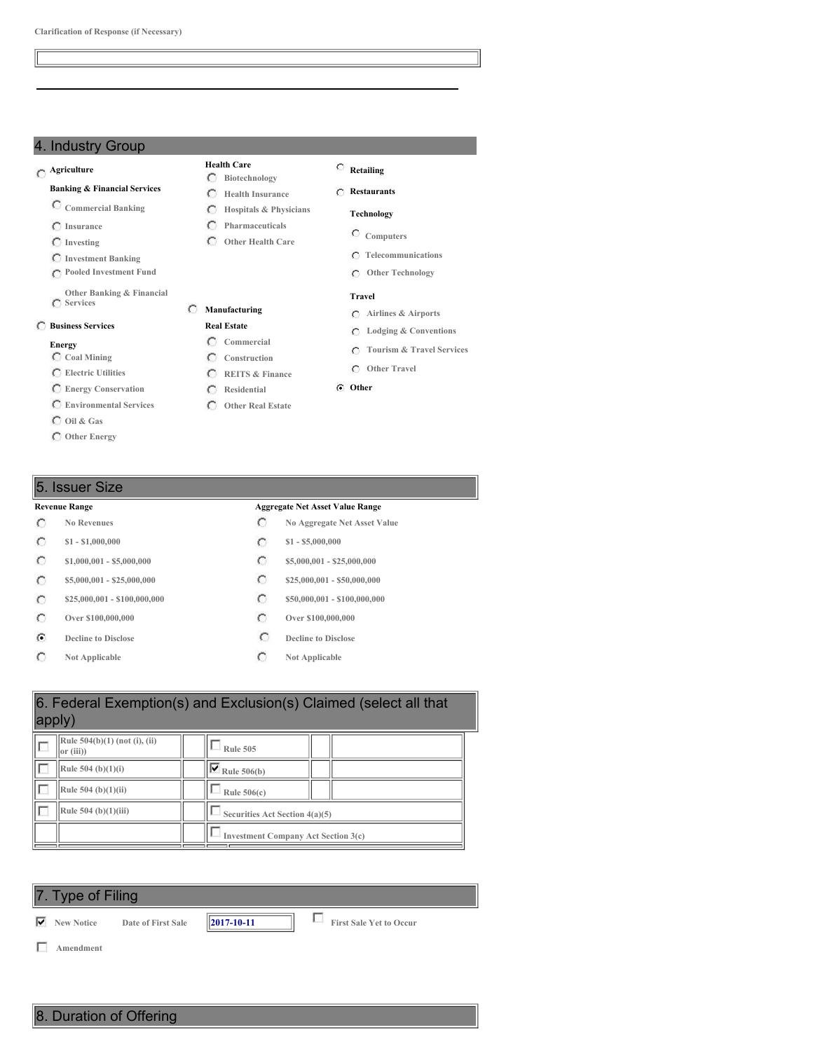Clarification of Response (if Necessary)

## 4. Industry Group

- ( ) Agriculture
- Banking & Financial Services
  - ( ) Commercial Banking
  - ( ) Insurance
  - ( ) Investing
  - ( ) Investment Banking
  - ( ) Pooled Investment Fund
  - ( ) Other Banking & Financial Services
- ( ) Business Services
- Energy
  - ( ) Coal Mining
  - ( ) Electric Utilities
  - ( ) Energy Conservation
  - ( ) Environmental Services
  - ( ) Oil & Gas
  - ( ) Other Energy
- Health Care
  - ( ) Biotechnology
  - ( ) Health Insurance
  - ( ) Hospitals & Physicians
  - ( ) Pharmaceuticals
  - ( ) Other Health Care
- ( ) Manufacturing
- Real Estate
  - ( ) Commercial
  - ( ) Construction
  - ( ) REITS & Finance
  - ( ) Residential
  - ( ) Other Real Estate
- ( ) Retailing
- ( ) Restaurants
- Technology
  - ( ) Computers
  - ( ) Telecommunications
  - ( ) Other Technology
- Travel
  - ( ) Airlines & Airports
  - ( ) Lodging & Conventions
  - ( ) Tourism & Travel Services
  - ( ) Other Travel
- (•) Other

## 5. Issuer Size

| Revenue Range | Aggregate Net Asset Value Range |
|---|---|
| ( ) No Revenues | ( ) No Aggregate Net Asset Value |
| ( ) $1 - $1,000,000 | ( ) $1 - $5,000,000 |
| ( ) $1,000,001 - $5,000,000 | ( ) $5,000,001 - $25,000,000 |
| ( ) $5,000,001 - $25,000,000 | ( ) $25,000,001 - $50,000,000 |
| ( ) $25,000,001 - $100,000,000 | ( ) $50,000,001 - $100,000,000 |
| ( ) Over $100,000,000 | ( ) Over $100,000,000 |
| (•) Decline to Disclose | ( ) Decline to Disclose |
| ( ) Not Applicable | ( ) Not Applicable |

## 6. Federal Exemption(s) and Exclusion(s) Claimed (select all that apply)

| | | |
|---|---|---|
| [ ] Rule 504(b)(1) (not (i), (ii) or (iii)) | [ ] Rule 505 | |
| [ ] Rule 504 (b)(1)(i) | [x] Rule 506(b) | |
| [ ] Rule 504 (b)(1)(ii) | [ ] Rule 506(c) | |
| [ ] Rule 504 (b)(1)(iii) | [ ] Securities Act Section 4(a)(5) | |
| | [ ] Investment Company Act Section 3(c) | |

## 7. Type of Filing

[x] New Notice Date of First Sale 2017-10-11 [ ] First Sale Yet to Occur

[ ] Amendment

## 8. Duration of Offering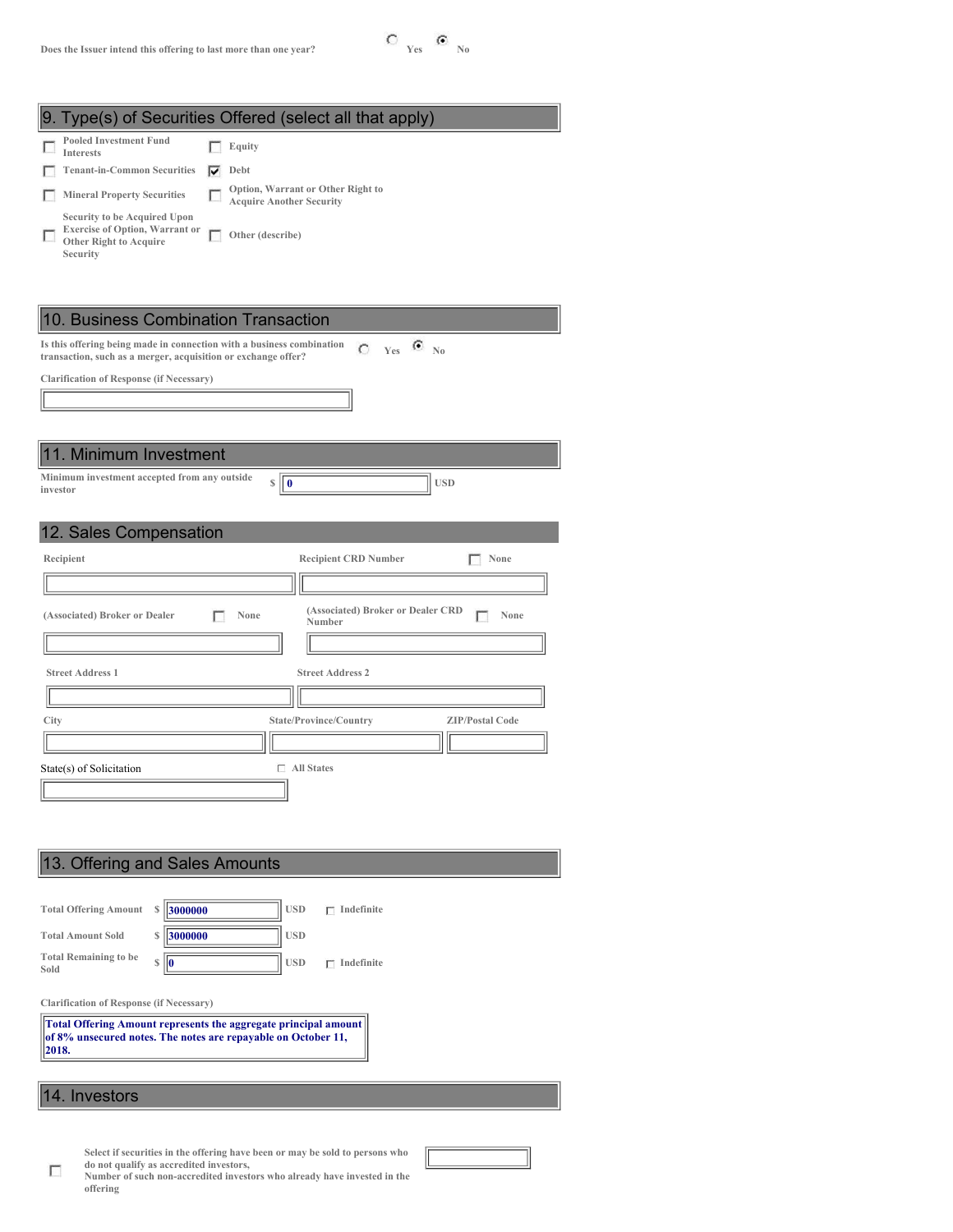Does the Issuer intend this offering to last more than one year? ( ) Yes (•) No

## 9. Type(s) of Securities Offered (select all that apply)

- [ ] Pooled Investment Fund Interests
- [ ] Equity
- [ ] Tenant-in-Common Securities
- [x] Debt
- [ ] Mineral Property Securities
- [ ] Option, Warrant or Other Right to Acquire Another Security
- [ ] Security to be Acquired Upon Exercise of Option, Warrant or Other Right to Acquire Security
- [ ] Other (describe)

## 10. Business Combination Transaction

Is this offering being made in connection with a business combination transaction, such as a merger, acquisition or exchange offer? ( ) Yes (•) No

Clarification of Response (if Necessary)

## 11. Minimum Investment

Minimum investment accepted from any outside investor $ 0 USD

## 12. Sales Compensation

Recipient

Recipient CRD Number [ ] None

(Associated) Broker or Dealer [ ] None

(Associated) Broker or Dealer CRD Number [ ] None

Street Address 1

Street Address 2

City

State/Province/Country

ZIP/Postal Code

State(s) of Solicitation [ ] All States

## 13. Offering and Sales Amounts

Total Offering Amount $ 3000000 USD [ ] Indefinite

Total Amount Sold $ 3000000 USD

Total Remaining to be Sold $ 0 USD [ ] Indefinite

Clarification of Response (if Necessary)

Total Offering Amount represents the aggregate principal amount of 8% unsecured notes. The notes are repayable on October 11, 2018.

## 14. Investors

[ ] Select if securities in the offering have been or may be sold to persons who do not qualify as accredited investors,

Number of such non-accredited investors who already have invested in the offering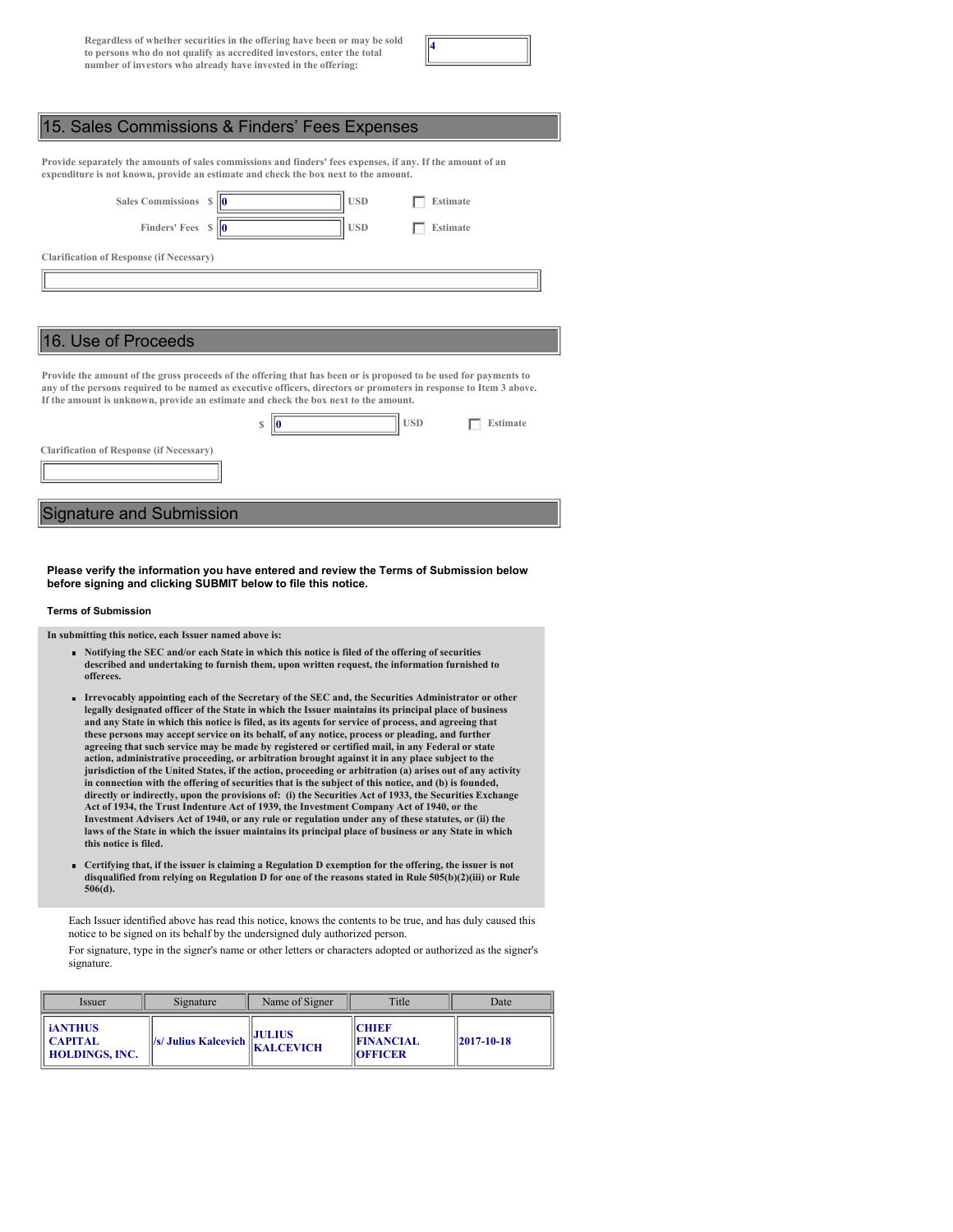Regardless of whether securities in the offering have been or may be sold to persons who do not qualify as accredited investors, enter the total number of investors who already have invested in the offering: 4

## 15. Sales Commissions & Finders' Fees Expenses

Provide separately the amounts of sales commissions and finders' fees expenses, if any. If the amount of an expenditure is not known, provide an estimate and check the box next to the amount.

Sales Commissions $ 0 USD ☐ Estimate

Finders' Fees $ 0 USD ☐ Estimate

Clarification of Response (if Necessary)

## 16. Use of Proceeds

Provide the amount of the gross proceeds of the offering that has been or is proposed to be used for payments to any of the persons required to be named as executive officers, directors or promoters in response to Item 3 above. If the amount is unknown, provide an estimate and check the box next to the amount.

$ 0 USD ☐ Estimate

Clarification of Response (if Necessary)

## Signature and Submission

**Please verify the information you have entered and review the Terms of Submission below before signing and clicking SUBMIT below to file this notice.**

**Terms of Submission**

**In submitting this notice, each Issuer named above is:**

- **Notifying the SEC and/or each State in which this notice is filed of the offering of securities described and undertaking to furnish them, upon written request, the information furnished to offerees.**
- **Irrevocably appointing each of the Secretary of the SEC and, the Securities Administrator or other legally designated officer of the State in which the Issuer maintains its principal place of business and any State in which this notice is filed, as its agents for service of process, and agreeing that these persons may accept service on its behalf, of any notice, process or pleading, and further agreeing that such service may be made by registered or certified mail, in any Federal or state action, administrative proceeding, or arbitration brought against it in any place subject to the jurisdiction of the United States, if the action, proceeding or arbitration (a) arises out of any activity in connection with the offering of securities that is the subject of this notice, and (b) is founded, directly or indirectly, upon the provisions of: (i) the Securities Act of 1933, the Securities Exchange Act of 1934, the Trust Indenture Act of 1939, the Investment Company Act of 1940, or the Investment Advisers Act of 1940, or any rule or regulation under any of these statutes, or (ii) the laws of the State in which the issuer maintains its principal place of business or any State in which this notice is filed.**
- **Certifying that, if the issuer is claiming a Regulation D exemption for the offering, the issuer is not disqualified from relying on Regulation D for one of the reasons stated in Rule 505(b)(2)(iii) or Rule 506(d).**

Each Issuer identified above has read this notice, knows the contents to be true, and has duly caused this notice to be signed on its behalf by the undersigned duly authorized person.

For signature, type in the signer's name or other letters or characters adopted or authorized as the signer's signature.

| Issuer | Signature | Name of Signer | Title | Date |
|---|---|---|---|---|
| iANTHUS CAPITAL HOLDINGS, INC. | /s/ Julius Kalcevich | JULIUS KALCEVICH | CHIEF FINANCIAL OFFICER | 2017-10-18 |